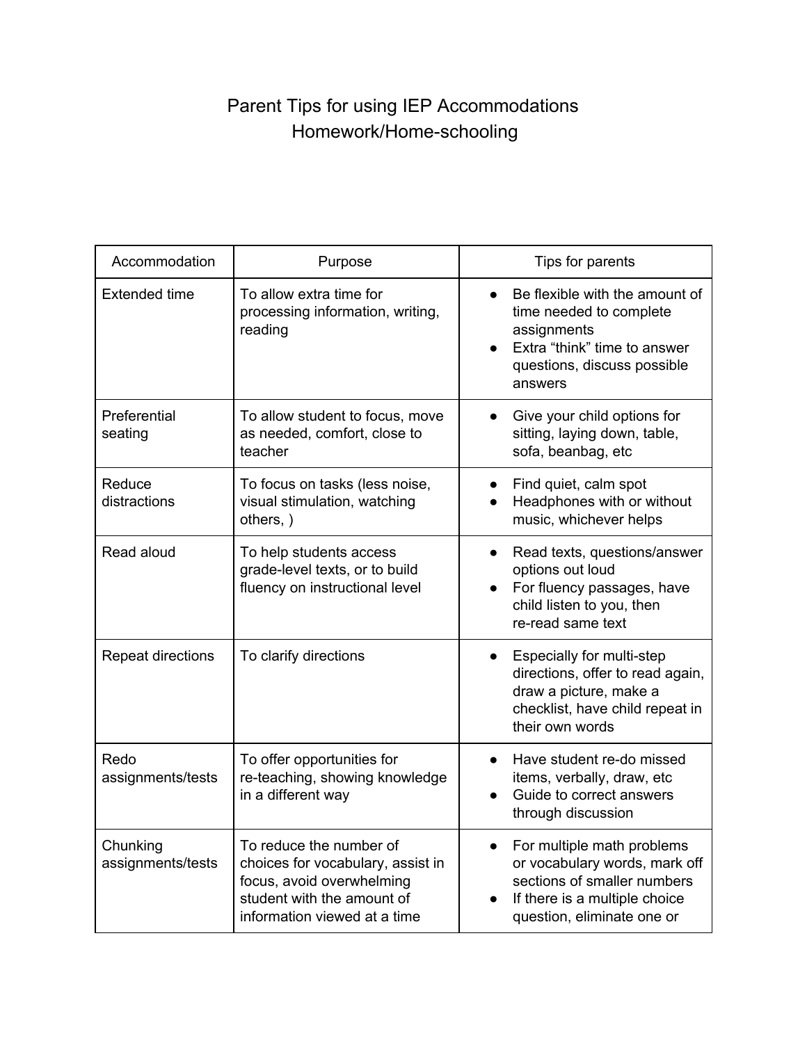# Parent Tips for using IEP Accommodations
## Homework/Home-schooling

| Accommodation | Purpose | Tips for parents |
|---|---|---|
| Extended time | To allow extra time for processing information, writing, reading | • Be flexible with the amount of time needed to complete assignments<br>• Extra "think" time to answer questions, discuss possible answers |
| Preferential seating | To allow student to focus, move as needed, comfort, close to teacher | • Give your child options for sitting, laying down, table, sofa, beanbag, etc |
| Reduce distractions | To focus on tasks (less noise, visual stimulation, watching others, ) | • Find quiet, calm spot<br>• Headphones with or without music, whichever helps |
| Read aloud | To help students access grade-level texts, or to build fluency on instructional level | • Read texts, questions/answer options out loud<br>• For fluency passages, have child listen to you, then re-read same text |
| Repeat directions | To clarify directions | • Especially for multi-step directions, offer to read again, draw a picture, make a checklist, have child repeat in their own words |
| Redo assignments/tests | To offer opportunities for re-teaching, showing knowledge in a different way | • Have student re-do missed items, verbally, draw, etc<br>• Guide to correct answers through discussion |
| Chunking assignments/tests | To reduce the number of choices for vocabulary, assist in focus, avoid overwhelming student with the amount of information viewed at a time | • For multiple math problems or vocabulary words, mark off sections of smaller numbers<br>• If there is a multiple choice question, eliminate one or |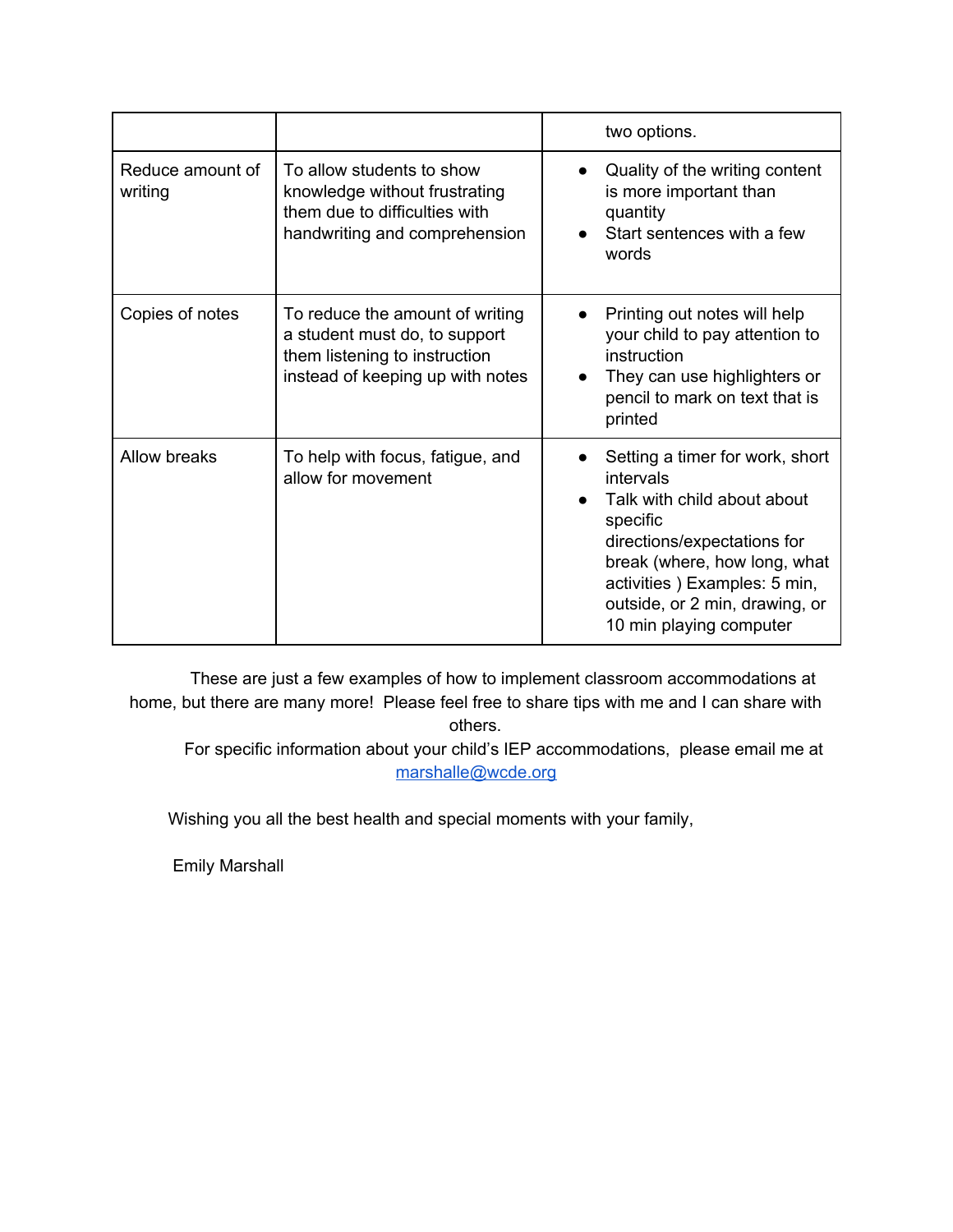| | | |
|---|---|---|
| | | two options. |
| Reduce amount of writing | To allow students to show knowledge without frustrating them due to difficulties with handwriting and comprehension | • Quality of the writing content is more important than quantity<br>• Start sentences with a few words |
| Copies of notes | To reduce the amount of writing a student must do, to support them listening to instruction instead of keeping up with notes | • Printing out notes will help your child to pay attention to instruction<br>• They can use highlighters or pencil to mark on text that is printed |
| Allow breaks | To help with focus, fatigue, and allow for movement | • Setting a timer for work, short intervals<br>• Talk with child about about specific directions/expectations for break (where, how long, what activities ) Examples: 5 min, outside, or 2 min, drawing, or 10 min playing computer |

These are just a few examples of how to implement classroom accommodations at home, but there are many more! Please feel free to share tips with me and I can share with others.

For specific information about your child's IEP accommodations, please email me at marshalle@wcde.org

Wishing you all the best health and special moments with your family,

Emily Marshall